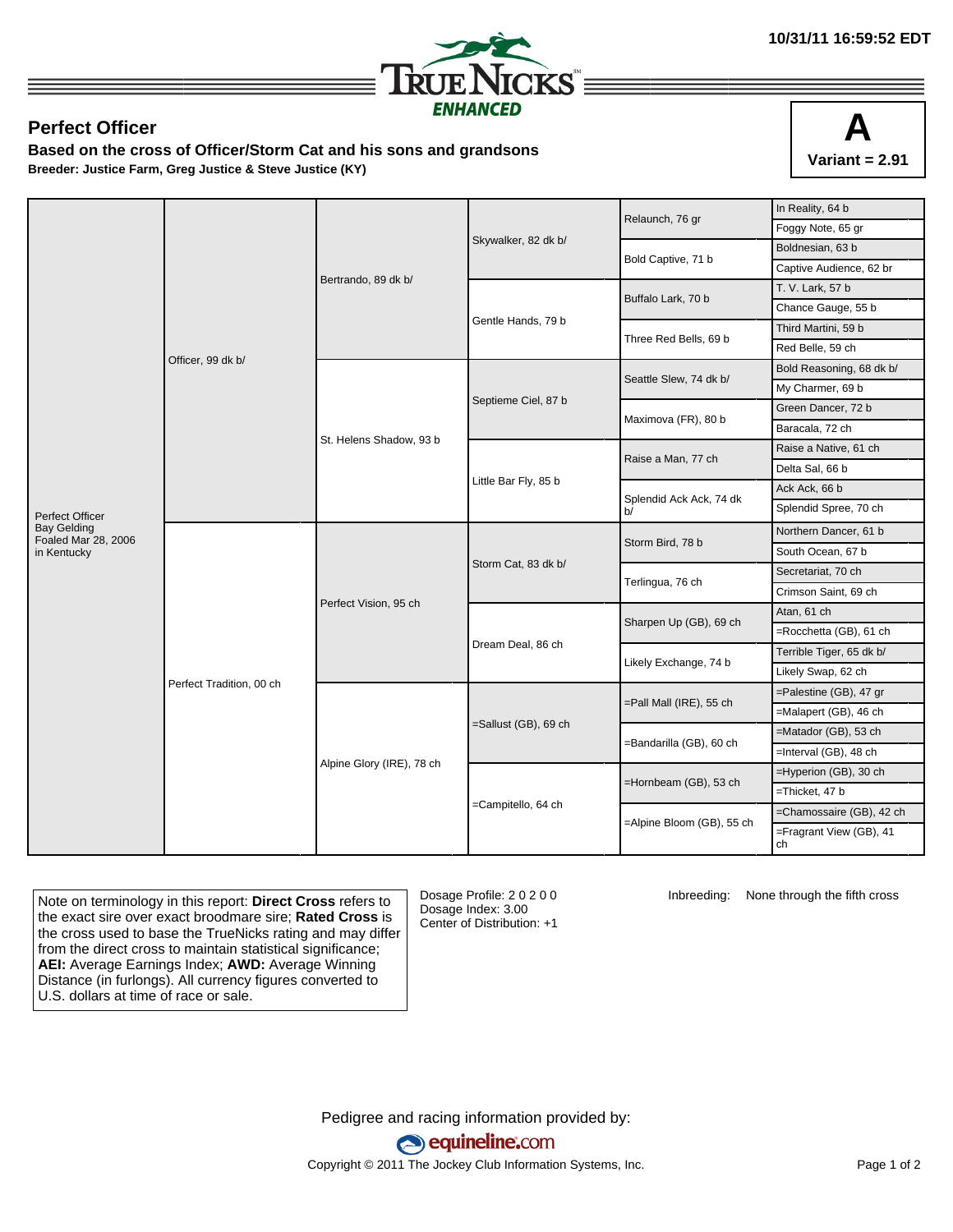# Perfect Officer

**Based on the cross of Officer/Storm Cat and his sons and grandsons**

**Breeder: Justice Farm, Greg Justice & Steve Justice (KY)**

**A**

**Variant = 2.91**

| | | | | | |
|---|---|---|---|---|---|
| Perfect Officer<br>Bay Gelding<br>Foaled Mar 28, 2006<br>in Kentucky | Officer, 99 dk b/ | Bertrando, 89 dk b/ | Skywalker, 82 dk b/ | Relaunch, 76 gr | In Reality, 64 b |
| | | | | | Foggy Note, 65 gr |
| | | | | Bold Captive, 71 b | Boldnesian, 63 b |
| | | | | | Captive Audience, 62 br |
| | | | Gentle Hands, 79 b | Buffalo Lark, 70 b | T. V. Lark, 57 b |
| | | | | | Chance Gauge, 55 b |
| | | | | Three Red Bells, 69 b | Third Martini, 59 b |
| | | | | | Red Belle, 59 ch |
| | | St. Helens Shadow, 93 b | Septieme Ciel, 87 b | Seattle Slew, 74 dk b/ | Bold Reasoning, 68 dk b/ |
| | | | | | My Charmer, 69 b |
| | | | | Maximova (FR), 80 b | Green Dancer, 72 b |
| | | | | | Baracala, 72 ch |
| | | | Little Bar Fly, 85 b | Raise a Man, 77 ch | Raise a Native, 61 ch |
| | | | | | Delta Sal, 66 b |
| | | | | Splendid Ack Ack, 74 dk b/ | Ack Ack, 66 b |
| | | | | | Splendid Spree, 70 ch |
| | Perfect Tradition, 00 ch | Perfect Vision, 95 ch | Storm Cat, 83 dk b/ | Storm Bird, 78 b | Northern Dancer, 61 b |
| | | | | | South Ocean, 67 b |
| | | | | Terlingua, 76 ch | Secretariat, 70 ch |
| | | | | | Crimson Saint, 69 ch |
| | | | Dream Deal, 86 ch | Sharpen Up (GB), 69 ch | Atan, 61 ch |
| | | | | | =Rocchetta (GB), 61 ch |
| | | | | Likely Exchange, 74 b | Terrible Tiger, 65 dk b/ |
| | | | | | Likely Swap, 62 ch |
| | | Alpine Glory (IRE), 78 ch | =Sallust (GB), 69 ch | =Pall Mall (IRE), 55 ch | =Palestine (GB), 47 gr |
| | | | | | =Malapert (GB), 46 ch |
| | | | | =Bandarilla (GB), 60 ch | =Matador (GB), 53 ch |
| | | | | | =Interval (GB), 48 ch |
| | | | =Campitello, 64 ch | =Hornbeam (GB), 53 ch | =Hyperion (GB), 30 ch |
| | | | | | =Thicket, 47 b |
| | | | | =Alpine Bloom (GB), 55 ch | =Chamossaire (GB), 42 ch |
| | | | | | =Fragrant View (GB), 41 ch |

Note on terminology in this report: **Direct Cross** refers to the exact sire over exact broodmare sire; **Rated Cross** is the cross used to base the TrueNicks rating and may differ from the direct cross to maintain statistical significance; **AEI:** Average Earnings Index; **AWD:** Average Winning Distance (in furlongs). All currency figures converted to U.S. dollars at time of race or sale.

Dosage Profile: 2 0 2 0 0
Dosage Index: 3.00
Center of Distribution: +1

Inbreeding: None through the fifth cross

Pedigree and racing information provided by: equineline.com

Copyright © 2011 The Jockey Club Information Systems, Inc.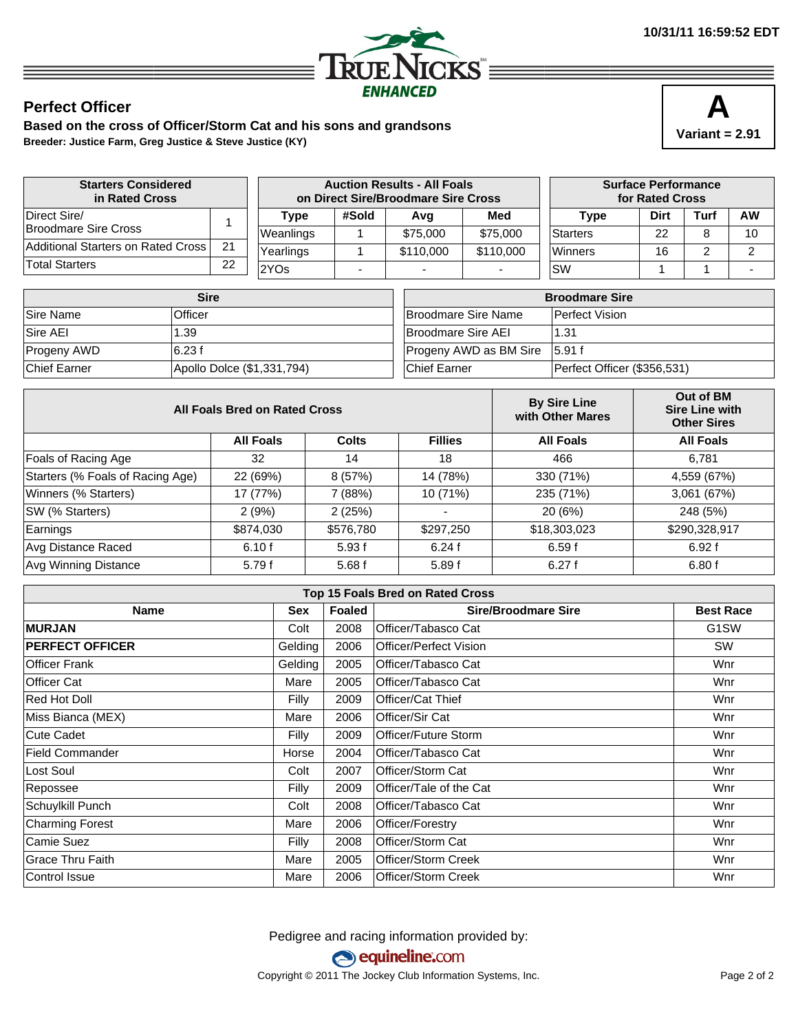10/31/11 16:59:52 EDT

# TRUE NICKS ENHANCED

## Perfect Officer

**Based on the cross of Officer/Storm Cat and his sons and grandsons**

**Breeder: Justice Farm, Greg Justice & Steve Justice (KY)**

**A**

**Variant = 2.91**

| Starters Considered in Rated Cross | |
|---|---|
| Direct Sire/ Broodmare Sire Cross | 1 |
| Additional Starters on Rated Cross | 21 |
| Total Starters | 22 |

| Auction Results - All Foals on Direct Sire/Broodmare Sire Cross | | | |
|---|---|---|---|
| Type | #Sold | Avg | Med |
| Weanlings | 1 | $75,000 | $75,000 |
| Yearlings | 1 | $110,000 | $110,000 |
| 2YOs | - | - | - |

| Surface Performance for Rated Cross | | | |
|---|---|---|---|
| Type | Dirt | Turf | AW |
| Starters | 22 | 8 | 10 |
| Winners | 16 | 2 | 2 |
| SW | 1 | 1 | - |

| Sire | |
|---|---|
| Sire Name | Officer |
| Sire AEI | 1.39 |
| Progeny AWD | 6.23 f |
| Chief Earner | Apollo Dolce ($1,331,794) |

| Broodmare Sire | |
|---|---|
| Broodmare Sire Name | Perfect Vision |
| Broodmare Sire AEI | 1.31 |
| Progeny AWD as BM Sire | 5.91 f |
| Chief Earner | Perfect Officer ($356,531) |

| All Foals Bred on Rated Cross | | | | By Sire Line with Other Mares | Out of BM Sire Line with Other Sires |
|---|---|---|---|---|---|
| | All Foals | Colts | Fillies | All Foals | All Foals |
| Foals of Racing Age | 32 | 14 | 18 | 466 | 6,781 |
| Starters (% Foals of Racing Age) | 22 (69%) | 8 (57%) | 14 (78%) | 330 (71%) | 4,559 (67%) |
| Winners (% Starters) | 17 (77%) | 7 (88%) | 10 (71%) | 235 (71%) | 3,061 (67%) |
| SW (% Starters) | 2 (9%) | 2 (25%) | - | 20 (6%) | 248 (5%) |
| Earnings | $874,030 | $576,780 | $297,250 | $18,303,023 | $290,328,917 |
| Avg Distance Raced | 6.10 f | 5.93 f | 6.24 f | 6.59 f | 6.92 f |
| Avg Winning Distance | 5.79 f | 5.68 f | 5.89 f | 6.27 f | 6.80 f |

| Top 15 Foals Bred on Rated Cross | | | | |
|---|---|---|---|---|
| Name | Sex | Foaled | Sire/Broodmare Sire | Best Race |
| **MURJAN** | Colt | 2008 | Officer/Tabasco Cat | G1SW |
| **PERFECT OFFICER** | Gelding | 2006 | Officer/Perfect Vision | SW |
| Officer Frank | Gelding | 2005 | Officer/Tabasco Cat | Wnr |
| Officer Cat | Mare | 2005 | Officer/Tabasco Cat | Wnr |
| Red Hot Doll | Filly | 2009 | Officer/Cat Thief | Wnr |
| Miss Bianca (MEX) | Mare | 2006 | Officer/Sir Cat | Wnr |
| Cute Cadet | Filly | 2009 | Officer/Future Storm | Wnr |
| Field Commander | Horse | 2004 | Officer/Tabasco Cat | Wnr |
| Lost Soul | Colt | 2007 | Officer/Storm Cat | Wnr |
| Repossee | Filly | 2009 | Officer/Tale of the Cat | Wnr |
| Schuylkill Punch | Colt | 2008 | Officer/Tabasco Cat | Wnr |
| Charming Forest | Mare | 2006 | Officer/Forestry | Wnr |
| Camie Suez | Filly | 2008 | Officer/Storm Cat | Wnr |
| Grace Thru Faith | Mare | 2005 | Officer/Storm Creek | Wnr |
| Control Issue | Mare | 2006 | Officer/Storm Creek | Wnr |

Pedigree and racing information provided by:

equineline.com

Copyright © 2011 The Jockey Club Information Systems, Inc.